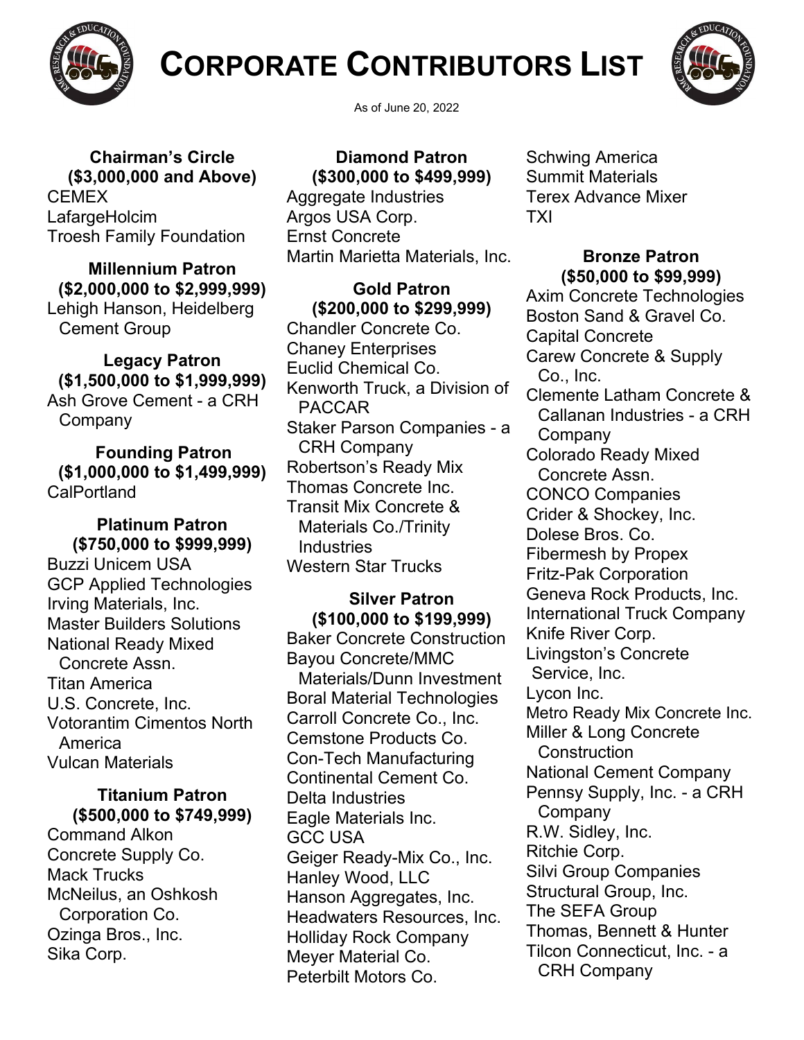# CORPORATE CONTRIBUTORS LIST

As of June 20, 2022

### Chairman's Circle ($3,000,000 and Above)

CEMEX
LafargeHolcim
Troesh Family Foundation

### Millennium Patron ($2,000,000 to $2,999,999)

Lehigh Hanson, Heidelberg Cement Group

### Legacy Patron ($1,500,000 to $1,999,999)

Ash Grove Cement - a CRH Company

### Founding Patron ($1,000,000 to $1,499,999)

CalPortland

### Platinum Patron ($750,000 to $999,999)

Buzzi Unicem USA
GCP Applied Technologies
Irving Materials, Inc.
Master Builders Solutions
National Ready Mixed Concrete Assn.
Titan America
U.S. Concrete, Inc.
Votorantim Cimentos North America
Vulcan Materials

### Titanium Patron ($500,000 to $749,999)

Command Alkon
Concrete Supply Co.
Mack Trucks
McNeilus, an Oshkosh Corporation Co.
Ozinga Bros., Inc.
Sika Corp.

### Diamond Patron ($300,000 to $499,999)

Aggregate Industries
Argos USA Corp.
Ernst Concrete
Martin Marietta Materials, Inc.

### Gold Patron ($200,000 to $299,999)

Chandler Concrete Co.
Chaney Enterprises
Euclid Chemical Co.
Kenworth Truck, a Division of PACCAR
Staker Parson Companies - a CRH Company
Robertson's Ready Mix
Thomas Concrete Inc.
Transit Mix Concrete & Materials Co./Trinity Industries
Western Star Trucks

### Silver Patron ($100,000 to $199,999)

Baker Concrete Construction
Bayou Concrete/MMC Materials/Dunn Investment
Boral Material Technologies
Carroll Concrete Co., Inc.
Cemstone Products Co.
Con-Tech Manufacturing
Continental Cement Co.
Delta Industries
Eagle Materials Inc.
GCC USA
Geiger Ready-Mix Co., Inc.
Hanley Wood, LLC
Hanson Aggregates, Inc.
Headwaters Resources, Inc.
Holliday Rock Company
Meyer Material Co.
Peterbilt Motors Co.
Schwing America
Summit Materials
Terex Advance Mixer
TXI

### Bronze Patron ($50,000 to $99,999)

Axim Concrete Technologies
Boston Sand & Gravel Co.
Capital Concrete
Carew Concrete & Supply Co., Inc.
Clemente Latham Concrete & Callanan Industries - a CRH Company
Colorado Ready Mixed Concrete Assn.
CONCO Companies
Crider & Shockey, Inc.
Dolese Bros. Co.
Fibermesh by Propex
Fritz-Pak Corporation
Geneva Rock Products, Inc.
International Truck Company
Knife River Corp.
Livingston's Concrete Service, Inc.
Lycon Inc.
Metro Ready Mix Concrete Inc.
Miller & Long Concrete Construction
National Cement Company
Pennsy Supply, Inc. - a CRH Company
R.W. Sidley, Inc.
Ritchie Corp.
Silvi Group Companies
Structural Group, Inc.
The SEFA Group
Thomas, Bennett & Hunter
Tilcon Connecticut, Inc. - a CRH Company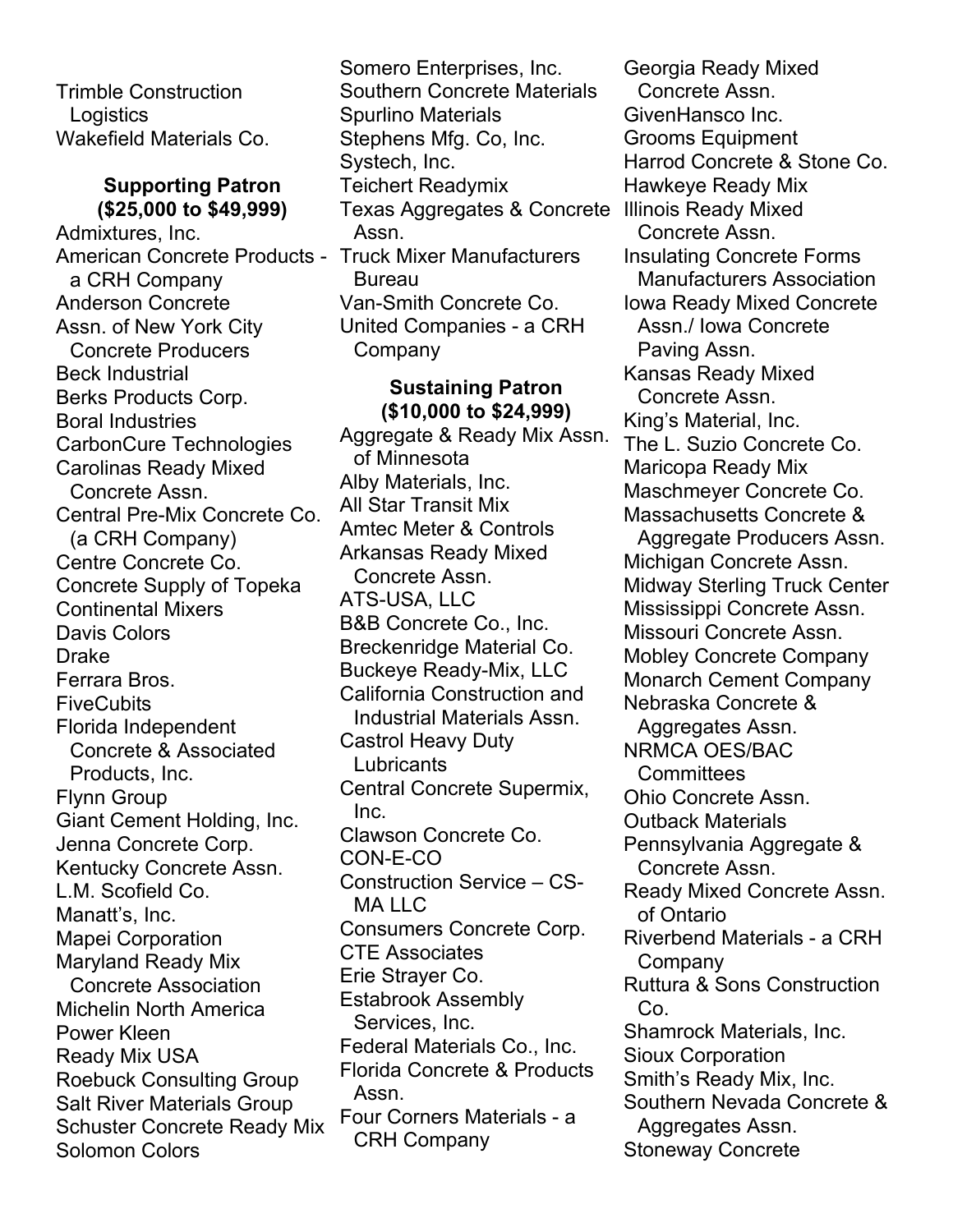Trimble Construction Logistics
Wakefield Materials Co.

**Supporting Patron ($25,000 to $49,999)**

Admixtures, Inc.
American Concrete Products - a CRH Company
Anderson Concrete
Assn. of New York City Concrete Producers
Beck Industrial
Berks Products Corp.
Boral Industries
CarbonCure Technologies
Carolinas Ready Mixed Concrete Assn.
Central Pre-Mix Concrete Co. (a CRH Company)
Centre Concrete Co.
Concrete Supply of Topeka
Continental Mixers
Davis Colors
Drake
Ferrara Bros.
FiveCubits
Florida Independent Concrete & Associated Products, Inc.
Flynn Group
Giant Cement Holding, Inc.
Jenna Concrete Corp.
Kentucky Concrete Assn.
L.M. Scofield Co.
Manatt's, Inc.
Mapei Corporation
Maryland Ready Mix Concrete Association
Michelin North America
Power Kleen
Ready Mix USA
Roebuck Consulting Group
Salt River Materials Group
Schuster Concrete Ready Mix
Solomon Colors
Somero Enterprises, Inc.
Southern Concrete Materials
Spurlino Materials
Stephens Mfg. Co, Inc.
Systech, Inc.
Teichert Readymix
Texas Aggregates & Concrete Assn.
Truck Mixer Manufacturers Bureau
Van-Smith Concrete Co.
United Companies - a CRH Company

**Sustaining Patron ($10,000 to $24,999)**

Aggregate & Ready Mix Assn. of Minnesota
Alby Materials, Inc.
All Star Transit Mix
Amtec Meter & Controls
Arkansas Ready Mixed Concrete Assn.
ATS-USA, LLC
B&B Concrete Co., Inc.
Breckenridge Material Co.
Buckeye Ready-Mix, LLC
California Construction and Industrial Materials Assn.
Castrol Heavy Duty Lubricants
Central Concrete Supermix, Inc.
Clawson Concrete Co.
CON-E-CO
Construction Service – CS-MA LLC
Consumers Concrete Corp.
CTE Associates
Erie Strayer Co.
Estabrook Assembly Services, Inc.
Federal Materials Co., Inc.
Florida Concrete & Products Assn.
Four Corners Materials - a CRH Company
Georgia Ready Mixed Concrete Assn.
GivenHansco Inc.
Grooms Equipment
Harrod Concrete & Stone Co.
Hawkeye Ready Mix
Illinois Ready Mixed Concrete Assn.
Insulating Concrete Forms Manufacturers Association
Iowa Ready Mixed Concrete Assn./ Iowa Concrete Paving Assn.
Kansas Ready Mixed Concrete Assn.
King's Material, Inc.
The L. Suzio Concrete Co.
Maricopa Ready Mix
Maschmeyer Concrete Co.
Massachusetts Concrete & Aggregate Producers Assn.
Michigan Concrete Assn.
Midway Sterling Truck Center
Mississippi Concrete Assn.
Missouri Concrete Assn.
Mobley Concrete Company
Monarch Cement Company
Nebraska Concrete & Aggregates Assn.
NRMCA OES/BAC Committees
Ohio Concrete Assn.
Outback Materials
Pennsylvania Aggregate & Concrete Assn.
Ready Mixed Concrete Assn. of Ontario
Riverbend Materials - a CRH Company
Ruttura & Sons Construction Co.
Shamrock Materials, Inc.
Sioux Corporation
Smith's Ready Mix, Inc.
Southern Nevada Concrete & Aggregates Assn.
Stoneway Concrete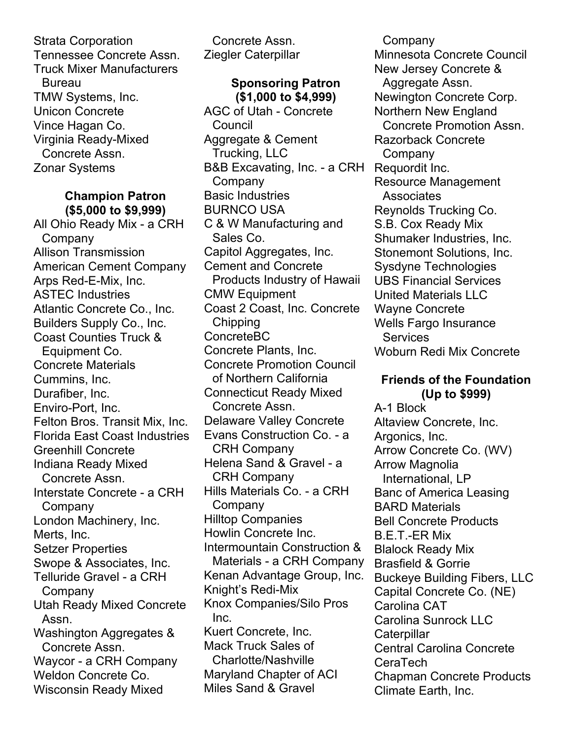Strata Corporation
Tennessee Concrete Assn.
Truck Mixer Manufacturers Bureau
TMW Systems, Inc.
Unicon Concrete
Vince Hagan Co.
Virginia Ready-Mixed Concrete Assn.
Zonar Systems

**Champion Patron**
**($5,000 to $9,999)**

All Ohio Ready Mix - a CRH Company
Allison Transmission
American Cement Company
Arps Red-E-Mix, Inc.
ASTEC Industries
Atlantic Concrete Co., Inc.
Builders Supply Co., Inc.
Coast Counties Truck & Equipment Co.
Concrete Materials
Cummins, Inc.
Durafiber, Inc.
Enviro-Port, Inc.
Felton Bros. Transit Mix, Inc.
Florida East Coast Industries
Greenhill Concrete
Indiana Ready Mixed Concrete Assn.
Interstate Concrete - a CRH Company
London Machinery, Inc.
Merts, Inc.
Setzer Properties
Swope & Associates, Inc.
Telluride Gravel - a CRH Company
Utah Ready Mixed Concrete Assn.
Washington Aggregates & Concrete Assn.
Waycor - a CRH Company
Weldon Concrete Co.
Wisconsin Ready Mixed Concrete Assn.
Ziegler Caterpillar

**Sponsoring Patron**
**($1,000 to $4,999)**

AGC of Utah - Concrete Council
Aggregate & Cement Trucking, LLC
B&B Excavating, Inc. - a CRH Company
Basic Industries
BURNCO USA
C & W Manufacturing and Sales Co.
Capitol Aggregates, Inc.
Cement and Concrete Products Industry of Hawaii
CMW Equipment
Coast 2 Coast, Inc. Concrete Chipping
ConcreteBC
Concrete Plants, Inc.
Concrete Promotion Council of Northern California
Connecticut Ready Mixed Concrete Assn.
Delaware Valley Concrete
Evans Construction Co. - a CRH Company
Helena Sand & Gravel - a CRH Company
Hills Materials Co. - a CRH Company
Hilltop Companies
Howlin Concrete Inc.
Intermountain Construction & Materials - a CRH Company
Kenan Advantage Group, Inc.
Knight's Redi-Mix
Knox Companies/Silo Pros Inc.
Kuert Concrete, Inc.
Mack Truck Sales of Charlotte/Nashville
Maryland Chapter of ACI
Miles Sand & Gravel Company
Minnesota Concrete Council
New Jersey Concrete & Aggregate Assn.
Newington Concrete Corp.
Northern New England Concrete Promotion Assn.
Razorback Concrete Company
Requordit Inc.
Resource Management Associates
Reynolds Trucking Co.
S.B. Cox Ready Mix
Shumaker Industries, Inc.
Stonemont Solutions, Inc.
Sysdyne Technologies
UBS Financial Services
United Materials LLC
Wayne Concrete
Wells Fargo Insurance Services
Woburn Redi Mix Concrete

**Friends of the Foundation**
**(Up to $999)**

A-1 Block
Altaview Concrete, Inc.
Argonics, Inc.
Arrow Concrete Co. (WV)
Arrow Magnolia International, LP
Banc of America Leasing
BARD Materials
Bell Concrete Products
B.E.T.-ER Mix
Blalock Ready Mix
Brasfield & Gorrie
Buckeye Building Fibers, LLC
Capital Concrete Co. (NE)
Carolina CAT
Carolina Sunrock LLC
Caterpillar
Central Carolina Concrete
CeraTech
Chapman Concrete Products
Climate Earth, Inc.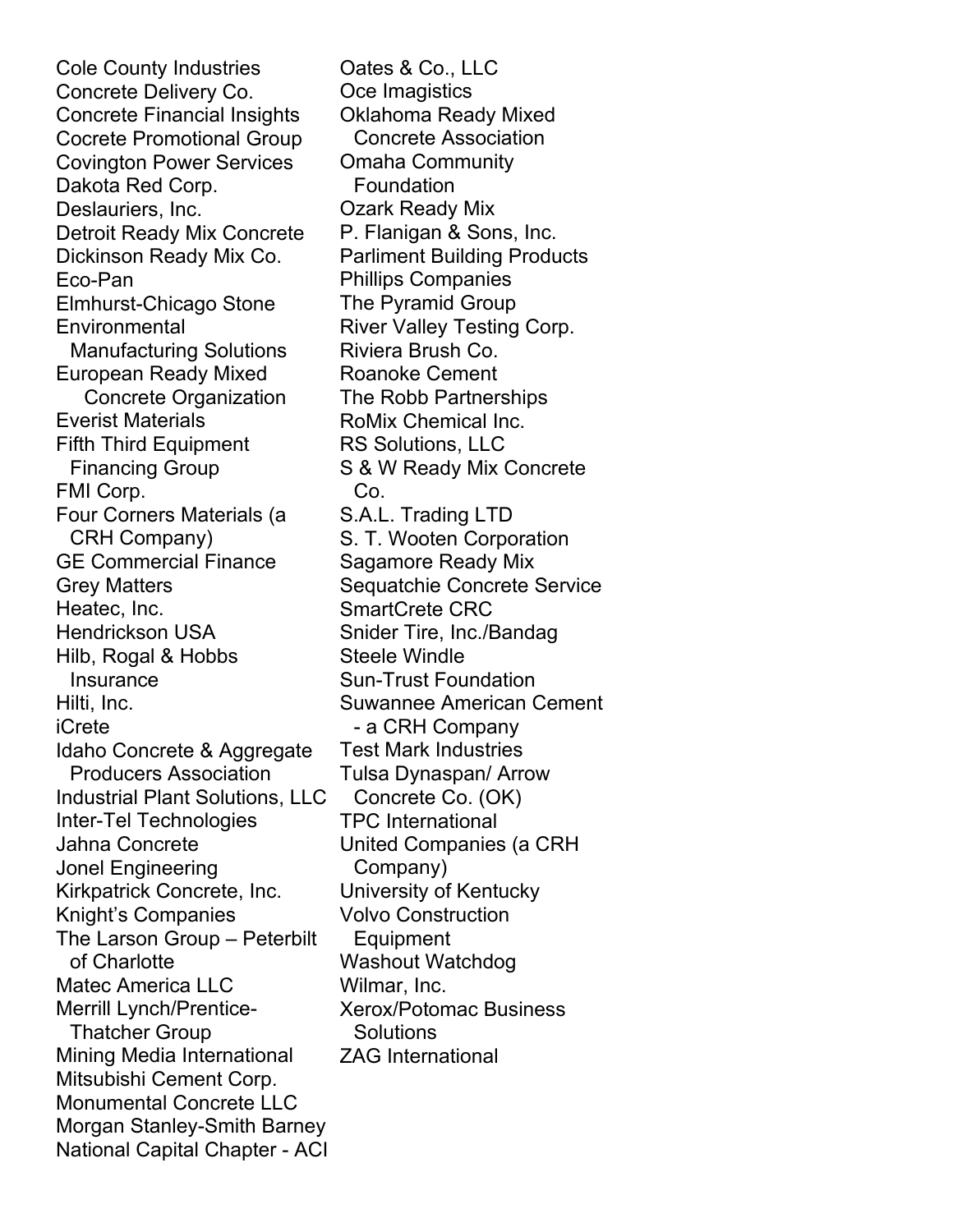Cole County Industries
Concrete Delivery Co.
Concrete Financial Insights
Cocrete Promotional Group
Covington Power Services
Dakota Red Corp.
Deslauriers, Inc.
Detroit Ready Mix Concrete
Dickinson Ready Mix Co.
Eco-Pan
Elmhurst-Chicago Stone
Environmental Manufacturing Solutions
European Ready Mixed Concrete Organization
Everist Materials
Fifth Third Equipment Financing Group
FMI Corp.
Four Corners Materials (a CRH Company)
GE Commercial Finance
Grey Matters
Heatec, Inc.
Hendrickson USA
Hilb, Rogal & Hobbs Insurance
Hilti, Inc.
iCrete
Idaho Concrete & Aggregate Producers Association
Industrial Plant Solutions, LLC
Inter-Tel Technologies
Jahna Concrete
Jonel Engineering
Kirkpatrick Concrete, Inc.
Knight's Companies
The Larson Group – Peterbilt of Charlotte
Matec America LLC
Merrill Lynch/Prentice-Thatcher Group
Mining Media International
Mitsubishi Cement Corp.
Monumental Concrete LLC
Morgan Stanley-Smith Barney
National Capital Chapter - ACI
Oates & Co., LLC
Oce Imagistics
Oklahoma Ready Mixed Concrete Association
Omaha Community Foundation
Ozark Ready Mix
P. Flanigan & Sons, Inc.
Parliment Building Products
Phillips Companies
The Pyramid Group
River Valley Testing Corp.
Riviera Brush Co.
Roanoke Cement
The Robb Partnerships
RoMix Chemical Inc.
RS Solutions, LLC
S & W Ready Mix Concrete Co.
S.A.L. Trading LTD
S. T. Wooten Corporation
Sagamore Ready Mix
Sequatchie Concrete Service
SmartCrete CRC
Snider Tire, Inc./Bandag
Steele Windle
Sun-Trust Foundation
Suwannee American Cement - a CRH Company
Test Mark Industries
Tulsa Dynaspan/ Arrow Concrete Co. (OK)
TPC International
United Companies (a CRH Company)
University of Kentucky
Volvo Construction Equipment
Washout Watchdog
Wilmar, Inc.
Xerox/Potomac Business Solutions
ZAG International